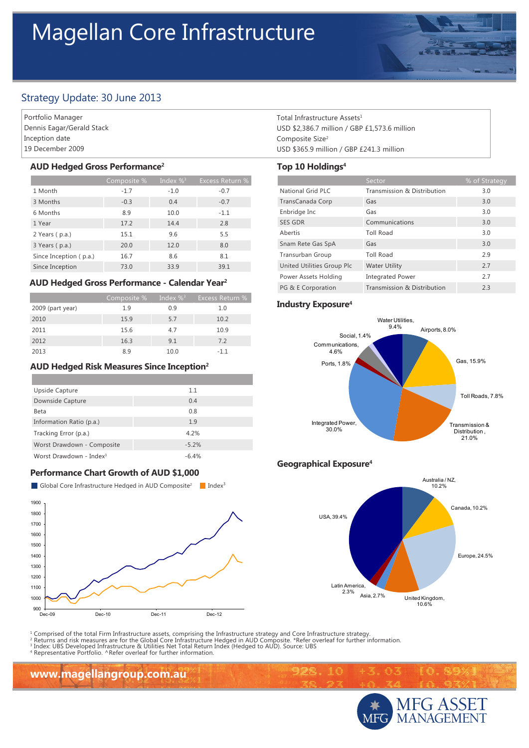# Magellan Core Infrastructure

## Strategy Update: 30 June 2013

Portfolio Manager
Dennis Eagar/Gerald Stack
Inception date
19 December 2009

Total Infrastructure Assets[1]
USD $2,386.7 million / GBP £1,573.6 million
Composite Size[2]
USD $365.9 million / GBP £241.3 million

### AUD Hedged Gross Performance[2]

| | Composite % | Index %[3] | Excess Return % |
|---|---|---|---|
| 1 Month | -1.7 | -1.0 | -0.7 |
| 3 Months | -0.3 | 0.4 | -0.7 |
| 6 Months | 8.9 | 10.0 | -1.1 |
| 1 Year | 17.2 | 14.4 | 2.8 |
| 2 Years ( p.a.) | 15.1 | 9.6 | 5.5 |
| 3 Years ( p.a.) | 20.0 | 12.0 | 8.0 |
| Since Inception ( p.a.) | 16.7 | 8.6 | 8.1 |
| Since Inception | 73.0 | 33.9 | 39.1 |

### AUD Hedged Gross Performance - Calendar Year[2]

| | Composite % | Index %[3] | Excess Return % |
|---|---|---|---|
| 2009 (part year) | 1.9 | 0.9 | 1.0 |
| 2010 | 15.9 | 5.7 | 10.2 |
| 2011 | 15.6 | 4.7 | 10.9 |
| 2012 | 16.3 | 9.1 | 7.2 |
| 2013 | 8.9 | 10.0 | -1.1 |

### AUD Hedged Risk Measures Since Inception[2]

| | |
|---|---|
| Upside Capture | 1.1 |
| Downside Capture | 0.4 |
| Beta | 0.8 |
| Information Ratio (p.a.) | 1.9 |
| Tracking Error (p.a.) | 4.2% |
| Worst Drawdown - Composite | -5.2% |
| Worst Drawdown - Index[3] | -6.4% |

### Performance Chart Growth of AUD $1,000

Global Core Infrastructure Hedged in AUD Composite[2] / Index[3]

### Top 10 Holdings[4]

| | Sector | % of Strategy |
|---|---|---|
| National Grid PLC | Transmission & Distribution | 3.0 |
| TransCanada Corp | Gas | 3.0 |
| Enbridge Inc | Gas | 3.0 |
| SES GDR | Communications | 3.0 |
| Abertis | Toll Road | 3.0 |
| Snam Rete Gas SpA | Gas | 3.0 |
| Transurban Group | Toll Road | 2.9 |
| United Utilities Group Plc | Water Utility | 2.7 |
| Power Assets Holding | Integrated Power | 2.7 |
| PG & E Corporation | Transmission & Distribution | 2.3 |

### Industry Exposure[4]

Airports, 8.0%; Gas, 15.9%; Toll Roads, 7.8%; Transmission & Distribution, 21.0%; Integrated Power, 30.0%; Ports, 1.8%; Communications, 4.6%; Social, 1.4%; Water Utilities, 9.4%

### Geographical Exposure[4]

Australia / NZ, 10.2%; Canada, 10.2%; Europe, 24.5%; United Kingdom, 10.6%; Asia, 2.7%; Latin America, 2.3%; USA, 39.4%

[1] Comprised of the total Firm Infrastructure assets, comprising the Infrastructure strategy and Core Infrastructure strategy.
[2] Returns and risk measures are for the Global Core Infrastructure Hedged in AUD Composite. *Refer overleaf for further information.
[3] Index: UBS Developed Infrastructure & Utilities Net Total Return Index (Hedged to AUD). Source: UBS
[4] Representative Portfolio. ^Refer overleaf for further information.

www.magellangroup.com.au

MFG ASSET MANAGEMENT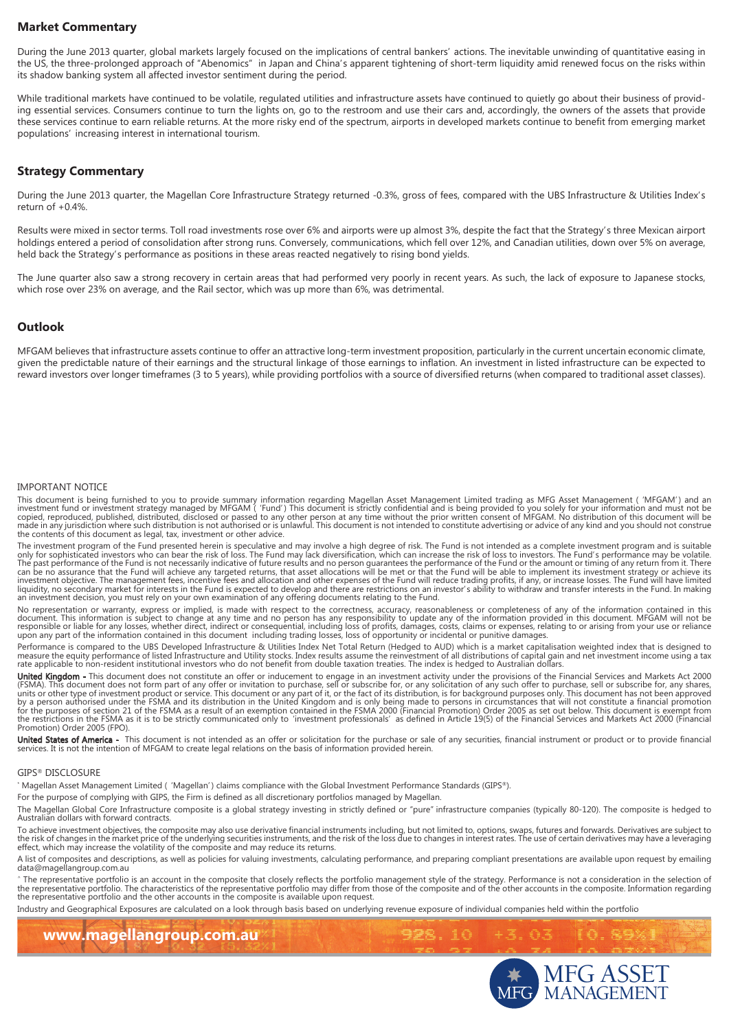## Market Commentary

During the June 2013 quarter, global markets largely focused on the implications of central bankers' actions. The inevitable unwinding of quantitative easing in the US, the three-prolonged approach of "Abenomics" in Japan and China's apparent tightening of short-term liquidity amid renewed focus on the risks within its shadow banking system all affected investor sentiment during the period.

While traditional markets have continued to be volatile, regulated utilities and infrastructure assets have continued to quietly go about their business of providing essential services. Consumers continue to turn the lights on, go to the restroom and use their cars and, accordingly, the owners of the assets that provide these services continue to earn reliable returns. At the more risky end of the spectrum, airports in developed markets continue to benefit from emerging market populations' increasing interest in international tourism.

## Strategy Commentary

During the June 2013 quarter, the Magellan Core Infrastructure Strategy returned -0.3%, gross of fees, compared with the UBS Infrastructure & Utilities Index's return of +0.4%.

Results were mixed in sector terms. Toll road investments rose over 6% and airports were up almost 3%, despite the fact that the Strategy's three Mexican airport holdings entered a period of consolidation after strong runs. Conversely, communications, which fell over 12%, and Canadian utilities, down over 5% on average, held back the Strategy's performance as positions in these areas reacted negatively to rising bond yields.

The June quarter also saw a strong recovery in certain areas that had performed very poorly in recent years. As such, the lack of exposure to Japanese stocks, which rose over 23% on average, and the Rail sector, which was up more than 6%, was detrimental.

## Outlook

MFGAM believes that infrastructure assets continue to offer an attractive long-term investment proposition, particularly in the current uncertain economic climate, given the predictable nature of their earnings and the structural linkage of those earnings to inflation. An investment in listed infrastructure can be expected to reward investors over longer timeframes (3 to 5 years), while providing portfolios with a source of diversified returns (when compared to traditional asset classes).

### IMPORTANT NOTICE

This document is being furnished to you to provide summary information regarding Magellan Asset Management Limited trading as MFG Asset Management ( 'MFGAM') and an investment fund or investment strategy managed by MFGAM ( 'Fund') This document is strictly confidential and is being provided to you solely for your information and must not be copied, reproduced, published, distributed, disclosed or passed to any other person at any time without the prior written consent of MFGAM. No distribution of this document will be made in any jurisdiction where such distribution is not authorised or is unlawful. This document is not intended to constitute advertising or advice of any kind and you should not construe the contents of this document as legal, tax, investment or other advice.

The investment program of the Fund presented herein is speculative and may involve a high degree of risk. The Fund is not intended as a complete investment program and is suitable only for sophisticated investors who can bear the risk of loss. The Fund may lack diversification, which can increase the risk of loss to investors. The Fund's performance may be volatile. The past performance of the Fund is not necessarily indicative of future results and no person guarantees the performance of the Fund or the amount or timing of any return from it. There can be no assurance that the Fund will achieve any targeted returns, that asset allocations will be met or that the Fund will be able to implement its investment strategy or achieve its investment objective. The management fees, incentive fees and allocation and other expenses of the Fund will reduce trading profits, if any, or increase losses. The Fund will have limited liquidity, no secondary market for interests in the Fund is expected to develop and there are restrictions on an investor's ability to withdraw and transfer interests in the Fund. In making an investment decision, you must rely on your own examination of any offering documents relating to the Fund.

No representation or warranty, express or implied, is made with respect to the correctness, accuracy, reasonableness or completeness of any of the information contained in this document. This information is subject to change at any time and no person has any responsibility to update any of the information provided in this document. MFGAM will not be responsible or liable for any losses, whether direct, indirect or consequential, including loss of profits, damages, costs, claims or expenses, relating to or arising from your use or reliance upon any part of the information contained in this document including trading losses, loss of opportunity or incidental or punitive damages.

Performance is compared to the UBS Developed Infrastructure & Utilities Index Net Total Return (Hedged to AUD) which is a market capitalisation weighted index that is designed to measure the equity performance of listed Infrastructure and Utility stocks. Index results assume the reinvestment of all distributions of capital gain and net investment income using a tax rate applicable to non-resident institutional investors who do not benefit from double taxation treaties. The index is hedged to Australian dollars.

**United Kingdom -** This document does not constitute an offer or inducement to engage in an investment activity under the provisions of the Financial Services and Markets Act 2000 (FSMA). This document does not form part of any offer or invitation to purchase, sell or subscribe for, or any solicitation of any such offer to purchase, sell or subscribe for, any shares, units or other type of investment product or service. This document or any part of it, or the fact of its distribution, is for background purposes only. This document has not been approved by a person authorised under the FSMA and its distribution in the United Kingdom and is only being made to persons in circumstances that will not constitute a financial promotion for the purposes of section 21 of the FSMA as a result of an exemption contained in the FSMA 2000 (Financial Promotion) Order 2005 as set out below. This document is exempt from the restrictions in the FSMA as it is to be strictly communicated only to 'investment professionals' as defined in Article 19(5) of the Financial Services and Markets Act 2000 (Financial Promotion) Order 2005 (FPO).

**United States of America -** This document is not intended as an offer or solicitation for the purchase or sale of any securities, financial instrument or product or to provide financial services. It is not the intention of MFGAM to create legal relations on the basis of information provided herein.

### GIPS® DISCLOSURE

* Magellan Asset Management Limited ( 'Magellan') claims compliance with the Global Investment Performance Standards (GIPS®).

For the purpose of complying with GIPS, the Firm is defined as all discretionary portfolios managed by Magellan.

The Magellan Global Core Infrastructure composite is a global strategy investing in strictly defined or "pure" infrastructure companies (typically 80-120). The composite is hedged to Australian dollars with forward contracts.

To achieve investment objectives, the composite may also use derivative financial instruments including, but not limited to, options, swaps, futures and forwards. Derivatives are subject to the risk of changes in the market price of the underlying securities instruments, and the risk of the loss due to changes in interest rates. The use of certain derivatives may have a leveraging effect, which may increase the volatility of the composite and may reduce its returns.

A list of composites and descriptions, as well as policies for valuing investments, calculating performance, and preparing compliant presentations are available upon request by emailing data@magellangroup.com.au

^ The representative portfolio is an account in the composite that closely reflects the portfolio management style of the strategy. Performance is not a consideration in the selection of the representative portfolio. The characteristics of the representative portfolio may differ from those of the composite and of the other accounts in the composite. Information regarding the representative portfolio and the other accounts in the composite is available upon request.

Industry and Geographical Exposures are calculated on a look through basis based on underlying revenue exposure of individual companies held within the portfolio

www.magellangroup.com.au

MFG ASSET MANAGEMENT